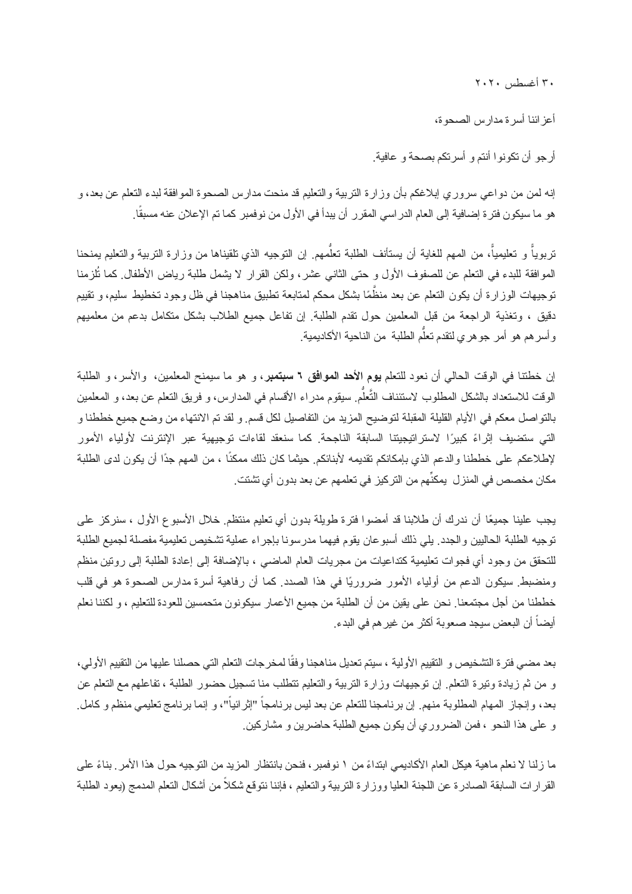٣٠ أغسطس ٢٠٢٠

أعزائنا أسرة مدارس الصحوة،

أرجو أن تكونوا أنتم و أسرتكم بصحة و عافية.

إنه لمن من دواعي سروري إبلاغكم بأن وزارة التربية والتعليم قد منحت مدارس الصحوة الموافقة لبدء التعلم عن بعد، و هو ما سيكون فترة إضافية إلى العام الدراسي المقرر أن يبدأ في الأول من نوفمبر كما تم الإعلان عنه مسبقًا.

تربوياً و تعليمياً، من المهم للغاية أن يستأنف الطلبة تعلُّمهم. إن التوجيه الذي تلقيناها من وزارة التربية والتعليم يمنحنا الموافقة للبدء في التعلم عن للصفوف الأول و حتى الثاني عشر، ولكن القرار لا يشمل طلبة رياض الأطفال. كما تُلزمنا توجيهات الوزارة أن يكون التعلم عن بعد منظَّمًا بشكل محكم لمتابعة تطبيق مناهجنا في ظل وجود تخطيط سليم، و تقييم دقيق ، وتغذية الراجعة من قبل المعلمين حول تقدم الطلبة. إن تفاعل جميع الطلاب بشكل متكامل بدعم من معلميهم وأسرهم هو أمر جوهري لتقدم تعلُّم الطلبة من الناحية الأكاديمية.

إن خطتنا في الوقت الحالي أن نعود للتعلم **يوم الأحد الموافق ٦ سبتمبر**، و هو ما سيمنح المعلمين، والأسر، و الطلبة الوقت للاستعداد بالشكل المطلوب لاستئناف التَّعلُّم. سيقوم مدراء الأقسام في المدارس، و فريق التعلم عن بعد، و المعلمين بالتواصل معكم في الأيام القليلة المقبلة لتوضيح المزيد من التفاصيل لكل قسم. و لقد تم الانتهاء من وضع جميع خططنا و التي ستضيف إثراءً كبيرًا لاستراتيجيتنا السابقة الناجحة. كما سنعقد لقاءات توجيهية عبر الإنترنت لأولياء الأمور لإطلاعكم على خططنا والدعم الذي بإمكانكم تقديمه لأبنائكم. حيثما كان ذلك ممكنًا ، من المهم جدًا أن يكون لدى الطلبة مكان مخصص في المنزل يمكِّنهم من التركيز في تعلمهم عن بعد بدون أي تشتت.

يجب علينا جميعًا أن ندرك أن طلابنا قد أمضوا فترة طويلة بدون أي تعليم منتظم. خلال الأسبوع الأول ، سنركز على توجيه الطلبة الحاليين والجدد. يلي ذلك أسبوعان يقوم فيهما مدرسونا بإجراء عملية تشخيص تعليمية مفصلة لجميع الطلبة للتحقق من وجود أي فجوات تعليمية كتداعيات من مجريات العام الماضي ، بالإضافة إلى إعادة الطلبة إلى روتين منظم ومنضبط. سيكون الدعم من أولياء الأمور ضروريًا في هذا الصدد. كما أن رفاهية أسرة مدارس الصحوة هو في قلب خططنا من أجل مجتمعنا. نحن على يقين من أن الطلبة من جميع الأعمار سيكونون متحمسين للعودة للتعليم ، و لكننا نعلم أيضاً أن البعض سيجد صعوبة أكثر من غيرهم في البدء.

بعد مضي فترة التشخيص و التقييم الأولية ، سيتم تعديل مناهجنا وفقًا لمخرجات التعلم التي حصلنا عليها من التقييم الأولي، و من ثم زيادة وتيرة التعلم. إن توجيهات وزارة التربية والتعليم تتطلب منا تسجيل حضور الطلبة ، تفاعلهم مع التعلم عن بعد، وإنجاز المهام المطلوبة منهم. إن برنامجنا للتعلم عن بعد ليس برنامجاً "إثرائياً"، و إنما برنامج تعليمي منظم و كامل. و على هذا النحو ، فمن الضروري أن يكون جميع الطلبة حاضرين و مشاركين.

ما زلنا لا نعلم ماهية هيكل العام الأكاديمي ابتداءً من ١ نوفمبر، فنحن بانتظار المزيد من التوجيه حول هذا الأمر. بناءً على القرارات السابقة الصادرة عن اللجنة العليا ووزارة التربية والتعليم ، فإننا نتوقع شكلاً من أشكال التعلم المدمج (يعود الطلبة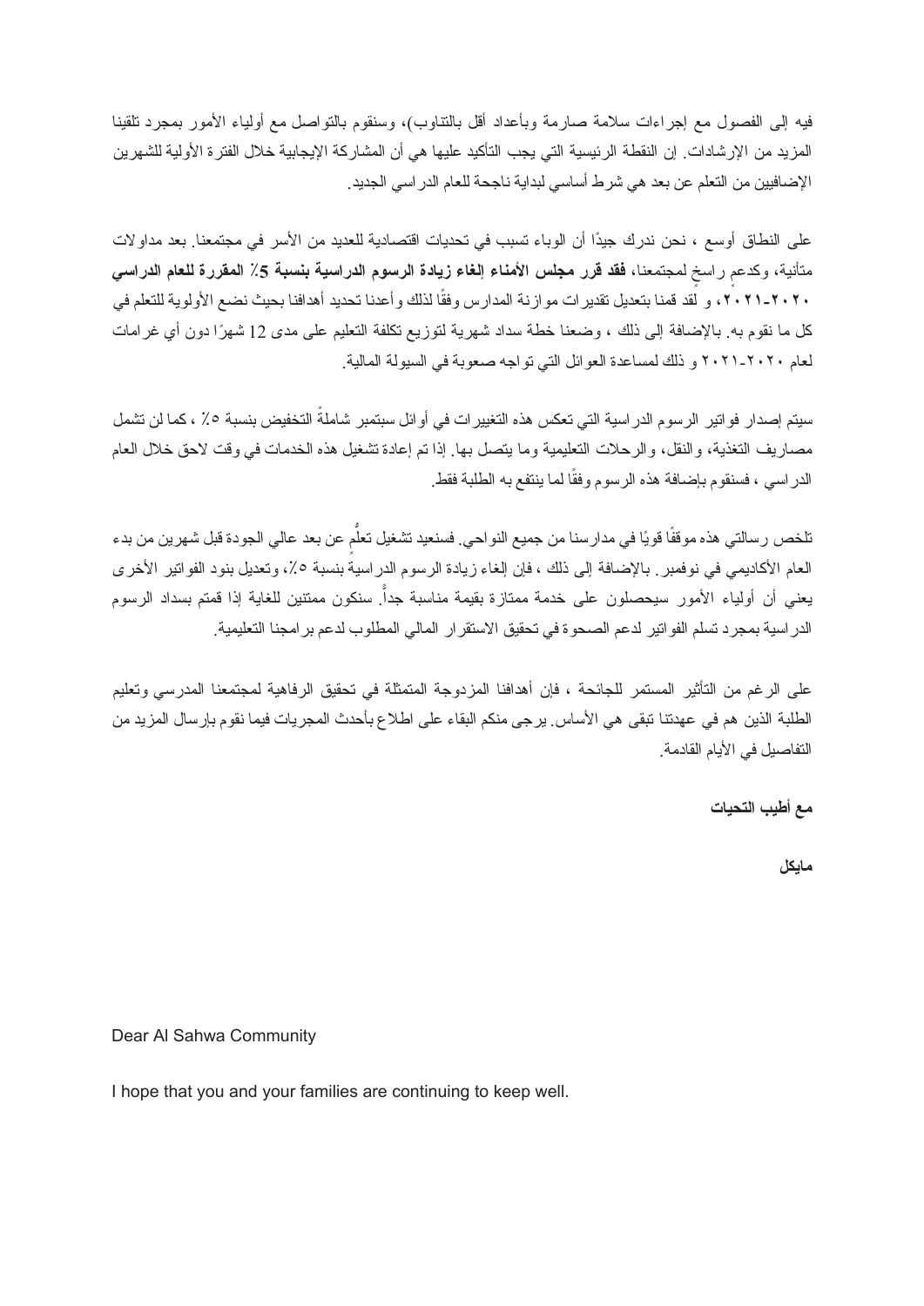فيه إلى الفصول مع إجراءات سلامة صارمة وبأعداد أقل بالتناوب)، وسنقوم بالتواصل مع أولياء الأمور بمجرد تلقينا المزيد من الإرشادات. إن النقطة الرئيسية التي يجب التأكيد عليها هي أن المشاركة الإيجابية خلال الفترة الأولية للشهرين الإضافيين من التعلم عن بعد هي شرط أساسي لبداية ناجحة للعام الدراسي الجديد.

على النطاق أوسع ، نحن ندرك جيدًا أن الوباء تسبب في تحديات اقتصادية للعديد من الأسر في مجتمعنا. بعد مداولات متأنية، وكدعم راسخ لمجتمعنا، **فقد قرر مجلس الأمناء إلغاء زيادة الرسوم الدراسية بنسبة 5٪ المقررة للعام الدراسي ٢٠٢٠-٢٠٢١**، و لقد قمنا بتعديل تقديرات موازنة المدارس وفقًا لذلك وأعدنا تحديد أهدافنا بحيث نضع الأولوية للتعلم في كل ما نقوم به. بالإضافة إلى ذلك ، وضعنا خطة سداد شهرية لتوزيع تكلفة التعليم على مدى 12 شهرًا دون أي غرامات لعام ٢٠٢٠-٢٠٢١ و ذلك لمساعدة العوائل التي تواجه صعوبة في السيولة المالية.

سيتم إصدار فواتير الرسوم الدراسية التي تعكس هذه التغييرات في أوائل سبتمبر شاملةً التخفيض بنسبة ٥٪ ، كما لن تشمل مصاريف التغذية، والنقل، والرحلات التعليمية وما يتصل بها. إذا تم إعادة تشغيل هذه الخدمات في وقت لاحق خلال العام الدراسي ، فسنقوم بإضافة هذه الرسوم وفقًا لما ينتفع به الطلبة فقط.

تلخص رسالتي هذه موقفًا قويًا في مدارسنا من جميع النواحي. فسنعيد تشغيل تعلُّم عن بعد عالي الجودة قبل شهرين من بدء العام الأكاديمي في نوفمبر. بالإضافة إلى ذلك ، فإن إلغاء زيادة الرسوم الدراسية بنسبة ٥٪، وتعديل بنود الفواتير الأخرى يعني أن أولياء الأمور سيحصلون على خدمة ممتازة بقيمة مناسبة جداً. سنكون ممتنين للغاية إذا قمتم بسداد الرسوم الدراسية بمجرد تسلم الفواتير لدعم الصحوة في تحقيق الاستقرار المالي المطلوب لدعم برامجنا التعليمية.

على الرغم من التأثير المستمر للجائحة ، فإن أهدافنا المزدوجة المتمثلة في تحقيق الرفاهية لمجتمعنا المدرسي وتعليم الطلبة الذين هم في عهدتنا تبقى هي الأساس. يرجى منكم البقاء على اطلاع بأحدث المجريات فيما نقوم بإرسال المزيد من التفاصيل في الأيام القادمة.

**مع أطيب التحيات**

**مايكل**

Dear Al Sahwa Community

I hope that you and your families are continuing to keep well.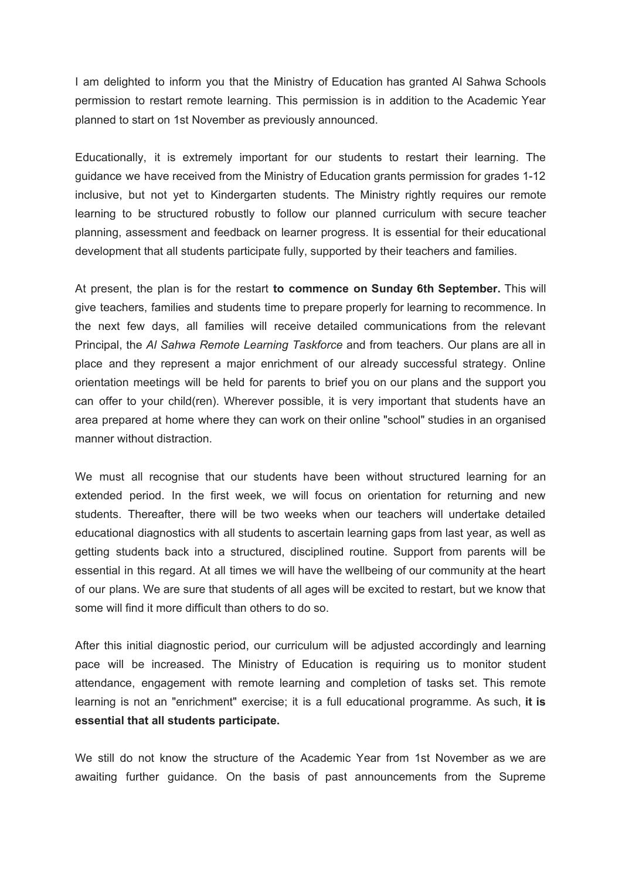I am delighted to inform you that the Ministry of Education has granted Al Sahwa Schools permission to restart remote learning. This permission is in addition to the Academic Year planned to start on 1st November as previously announced.

Educationally, it is extremely important for our students to restart their learning. The guidance we have received from the Ministry of Education grants permission for grades 1-12 inclusive, but not yet to Kindergarten students. The Ministry rightly requires our remote learning to be structured robustly to follow our planned curriculum with secure teacher planning, assessment and feedback on learner progress. It is essential for their educational development that all students participate fully, supported by their teachers and families.

At present, the plan is for the restart **to commence on Sunday 6th September.** This will give teachers, families and students time to prepare properly for learning to recommence. In the next few days, all families will receive detailed communications from the relevant Principal, the *Al Sahwa Remote Learning Taskforce* and from teachers. Our plans are all in place and they represent a major enrichment of our already successful strategy. Online orientation meetings will be held for parents to brief you on our plans and the support you can offer to your child(ren). Wherever possible, it is very important that students have an area prepared at home where they can work on their online "school" studies in an organised manner without distraction.

We must all recognise that our students have been without structured learning for an extended period. In the first week, we will focus on orientation for returning and new students. Thereafter, there will be two weeks when our teachers will undertake detailed educational diagnostics with all students to ascertain learning gaps from last year, as well as getting students back into a structured, disciplined routine. Support from parents will be essential in this regard. At all times we will have the wellbeing of our community at the heart of our plans. We are sure that students of all ages will be excited to restart, but we know that some will find it more difficult than others to do so.

After this initial diagnostic period, our curriculum will be adjusted accordingly and learning pace will be increased. The Ministry of Education is requiring us to monitor student attendance, engagement with remote learning and completion of tasks set. This remote learning is not an "enrichment" exercise; it is a full educational programme. As such, **it is essential that all students participate.**

We still do not know the structure of the Academic Year from 1st November as we are awaiting further guidance. On the basis of past announcements from the Supreme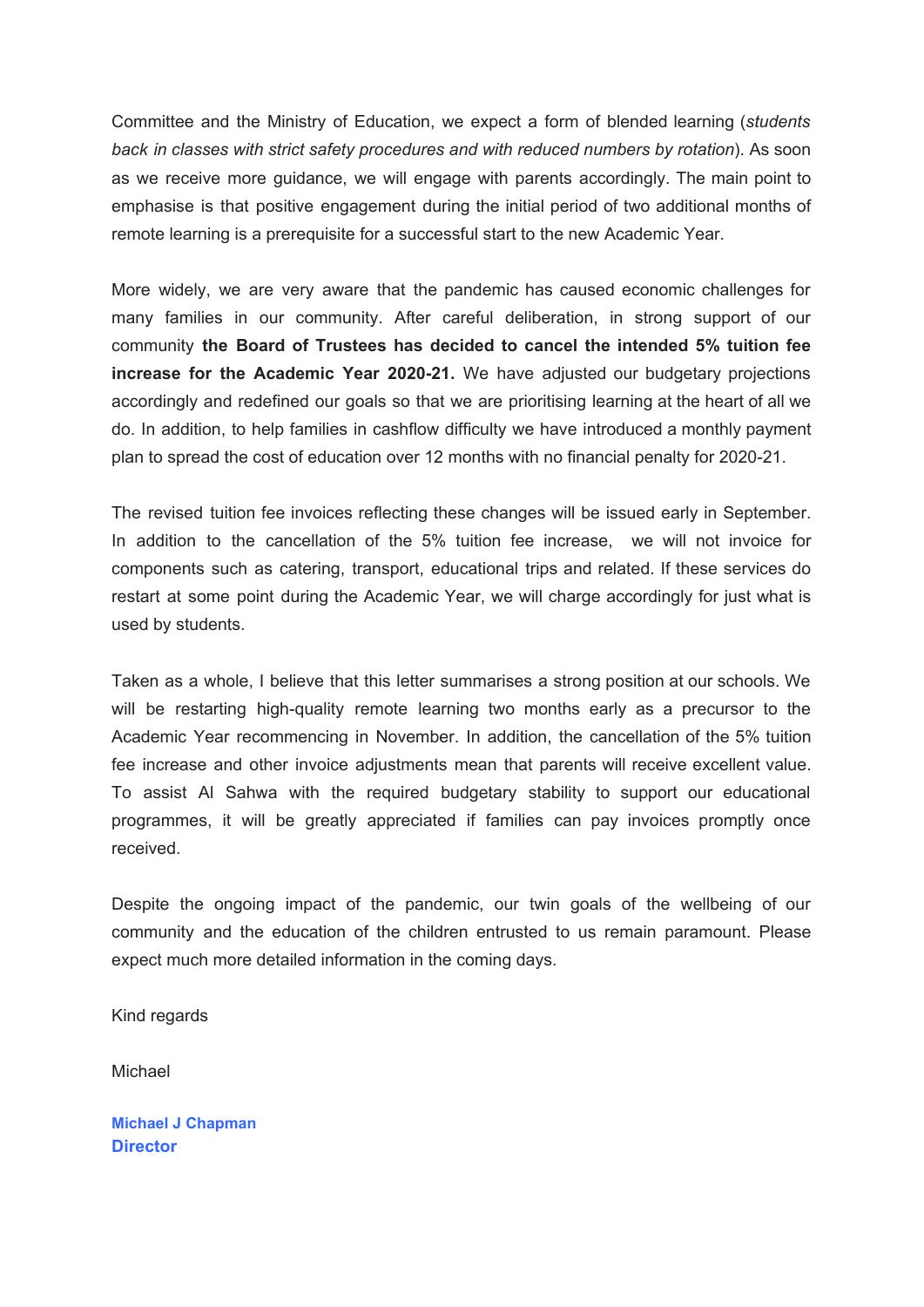Committee and the Ministry of Education, we expect a form of blended learning (*students back in classes with strict safety procedures and with reduced numbers by rotation*). As soon as we receive more guidance, we will engage with parents accordingly. The main point to emphasise is that positive engagement during the initial period of two additional months of remote learning is a prerequisite for a successful start to the new Academic Year.

More widely, we are very aware that the pandemic has caused economic challenges for many families in our community. After careful deliberation, in strong support of our community **the Board of Trustees has decided to cancel the intended 5% tuition fee increase for the Academic Year 2020-21.** We have adjusted our budgetary projections accordingly and redefined our goals so that we are prioritising learning at the heart of all we do. In addition, to help families in cashflow difficulty we have introduced a monthly payment plan to spread the cost of education over 12 months with no financial penalty for 2020-21.

The revised tuition fee invoices reflecting these changes will be issued early in September. In addition to the cancellation of the 5% tuition fee increase, we will not invoice for components such as catering, transport, educational trips and related. If these services do restart at some point during the Academic Year, we will charge accordingly for just what is used by students.

Taken as a whole, I believe that this letter summarises a strong position at our schools. We will be restarting high-quality remote learning two months early as a precursor to the Academic Year recommencing in November. In addition, the cancellation of the 5% tuition fee increase and other invoice adjustments mean that parents will receive excellent value. To assist Al Sahwa with the required budgetary stability to support our educational programmes, it will be greatly appreciated if families can pay invoices promptly once received.

Despite the ongoing impact of the pandemic, our twin goals of the wellbeing of our community and the education of the children entrusted to us remain paramount. Please expect much more detailed information in the coming days.

Kind regards

Michael

**Michael J Chapman**
**Director**